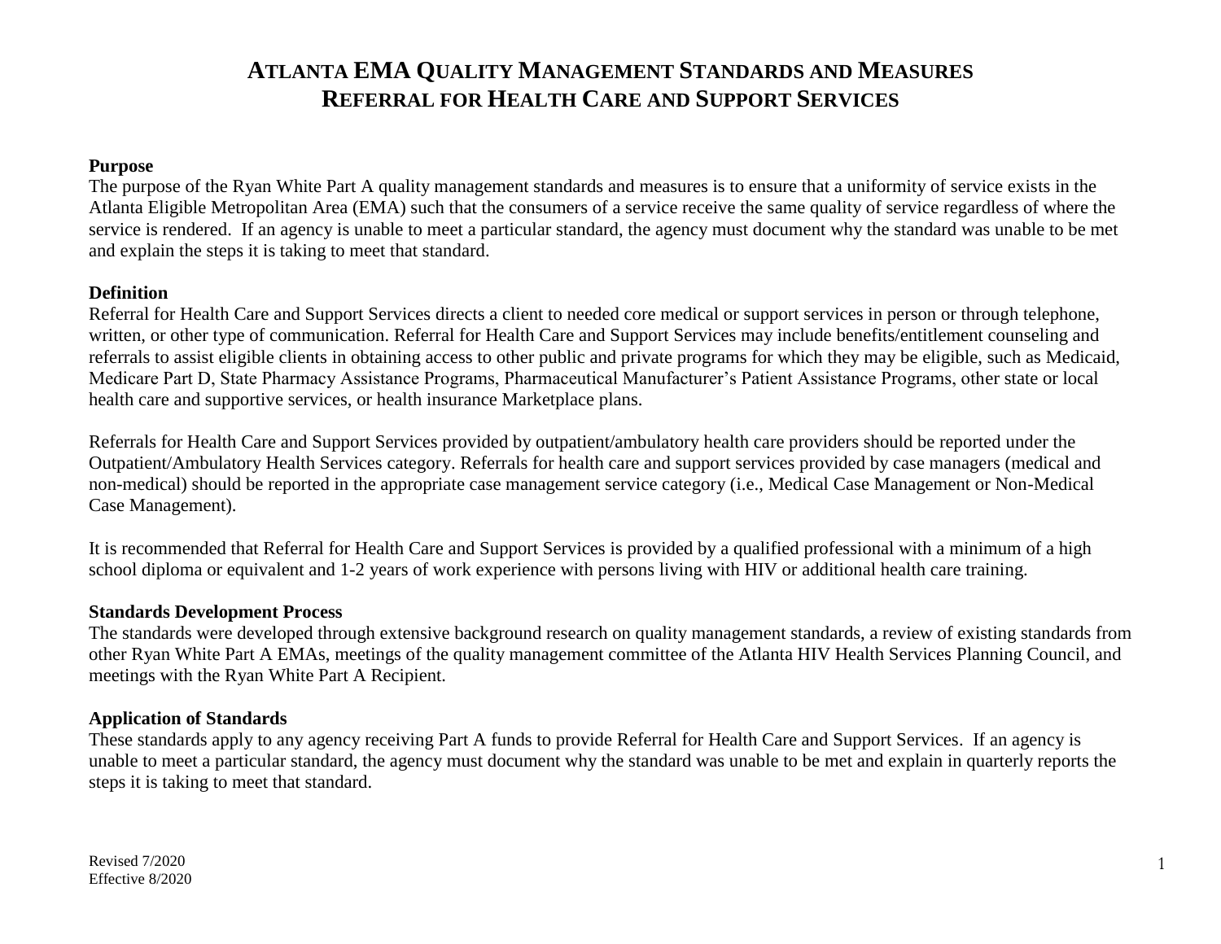# ATLANTA EMA QUALITY MANAGEMENT STANDARDS AND MEASURES
# REFERRAL FOR HEALTH CARE AND SUPPORT SERVICES

## Purpose

The purpose of the Ryan White Part A quality management standards and measures is to ensure that a uniformity of service exists in the Atlanta Eligible Metropolitan Area (EMA) such that the consumers of a service receive the same quality of service regardless of where the service is rendered. If an agency is unable to meet a particular standard, the agency must document why the standard was unable to be met and explain the steps it is taking to meet that standard.

## Definition

Referral for Health Care and Support Services directs a client to needed core medical or support services in person or through telephone, written, or other type of communication. Referral for Health Care and Support Services may include benefits/entitlement counseling and referrals to assist eligible clients in obtaining access to other public and private programs for which they may be eligible, such as Medicaid, Medicare Part D, State Pharmacy Assistance Programs, Pharmaceutical Manufacturer's Patient Assistance Programs, other state or local health care and supportive services, or health insurance Marketplace plans.

Referrals for Health Care and Support Services provided by outpatient/ambulatory health care providers should be reported under the Outpatient/Ambulatory Health Services category. Referrals for health care and support services provided by case managers (medical and non-medical) should be reported in the appropriate case management service category (i.e., Medical Case Management or Non-Medical Case Management).

It is recommended that Referral for Health Care and Support Services is provided by a qualified professional with a minimum of a high school diploma or equivalent and 1-2 years of work experience with persons living with HIV or additional health care training.

## Standards Development Process

The standards were developed through extensive background research on quality management standards, a review of existing standards from other Ryan White Part A EMAs, meetings of the quality management committee of the Atlanta HIV Health Services Planning Council, and meetings with the Ryan White Part A Recipient.

## Application of Standards

These standards apply to any agency receiving Part A funds to provide Referral for Health Care and Support Services. If an agency is unable to meet a particular standard, the agency must document why the standard was unable to be met and explain in quarterly reports the steps it is taking to meet that standard.

Revised 7/2020
Effective 8/2020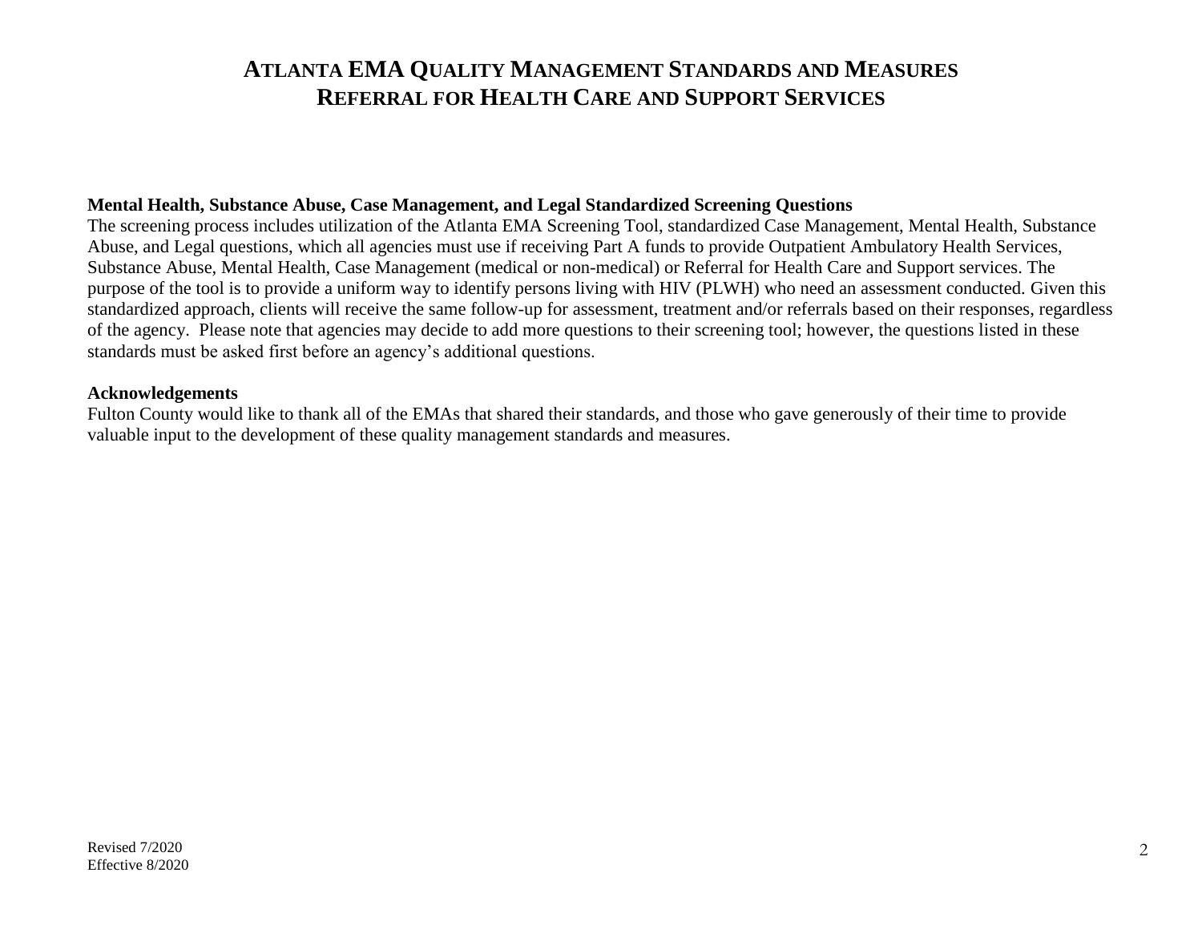# Atlanta EMA Quality Management Standards and Measures
# Referral for Health Care and Support Services

**Mental Health, Substance Abuse, Case Management, and Legal Standardized Screening Questions**

The screening process includes utilization of the Atlanta EMA Screening Tool, standardized Case Management, Mental Health, Substance Abuse, and Legal questions, which all agencies must use if receiving Part A funds to provide Outpatient Ambulatory Health Services, Substance Abuse, Mental Health, Case Management (medical or non-medical) or Referral for Health Care and Support services. The purpose of the tool is to provide a uniform way to identify persons living with HIV (PLWH) who need an assessment conducted. Given this standardized approach, clients will receive the same follow-up for assessment, treatment and/or referrals based on their responses, regardless of the agency. Please note that agencies may decide to add more questions to their screening tool; however, the questions listed in these standards must be asked first before an agency's additional questions.

**Acknowledgements**

Fulton County would like to thank all of the EMAs that shared their standards, and those who gave generously of their time to provide valuable input to the development of these quality management standards and measures.

Revised 7/2020
Effective 8/2020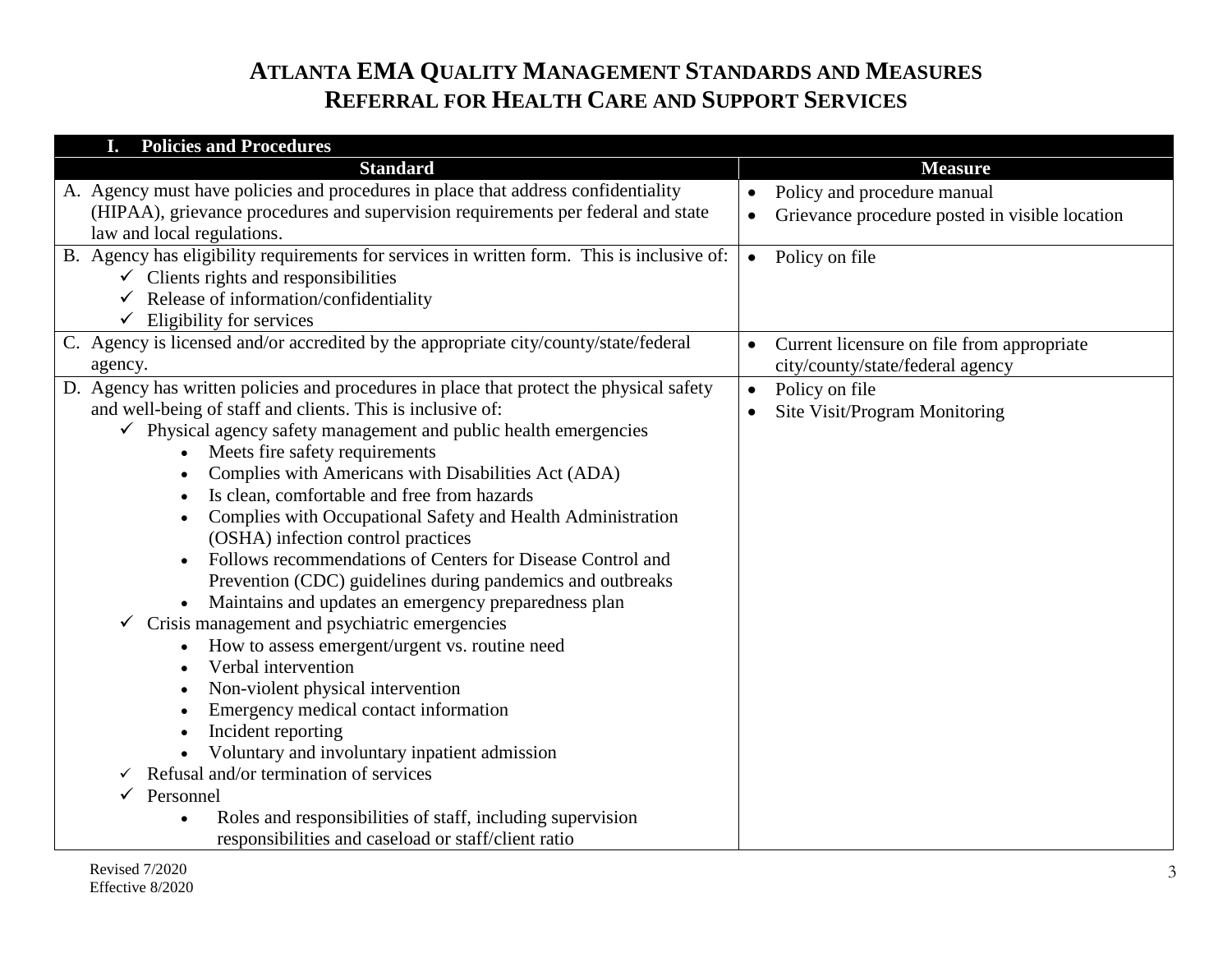# ATLANTA EMA QUALITY MANAGEMENT STANDARDS AND MEASURES
## REFERRAL FOR HEALTH CARE AND SUPPORT SERVICES

| I. Policies and Procedures | |
|---|---|
| **Standard** | **Measure** |
| A. Agency must have policies and procedures in place that address confidentiality (HIPAA), grievance procedures and supervision requirements per federal and state law and local regulations. | • Policy and procedure manual<br>• Grievance procedure posted in visible location |
| B. Agency has eligibility requirements for services in written form. This is inclusive of:<br>✓ Clients rights and responsibilities<br>✓ Release of information/confidentiality<br>✓ Eligibility for services | • Policy on file |
| C. Agency is licensed and/or accredited by the appropriate city/county/state/federal agency. | • Current licensure on file from appropriate city/county/state/federal agency |
| D. Agency has written policies and procedures in place that protect the physical safety and well-being of staff and clients. This is inclusive of:<br>✓ Physical agency safety management and public health emergencies<br>• Meets fire safety requirements<br>• Complies with Americans with Disabilities Act (ADA)<br>• Is clean, comfortable and free from hazards<br>• Complies with Occupational Safety and Health Administration (OSHA) infection control practices<br>• Follows recommendations of Centers for Disease Control and Prevention (CDC) guidelines during pandemics and outbreaks<br>• Maintains and updates an emergency preparedness plan<br>✓ Crisis management and psychiatric emergencies<br>• How to assess emergent/urgent vs. routine need<br>• Verbal intervention<br>• Non-violent physical intervention<br>• Emergency medical contact information<br>• Incident reporting<br>• Voluntary and involuntary inpatient admission<br>✓ Refusal and/or termination of services<br>✓ Personnel<br>• Roles and responsibilities of staff, including supervision responsibilities and caseload or staff/client ratio | • Policy on file<br>• Site Visit/Program Monitoring |

Revised 7/2020
Effective 8/2020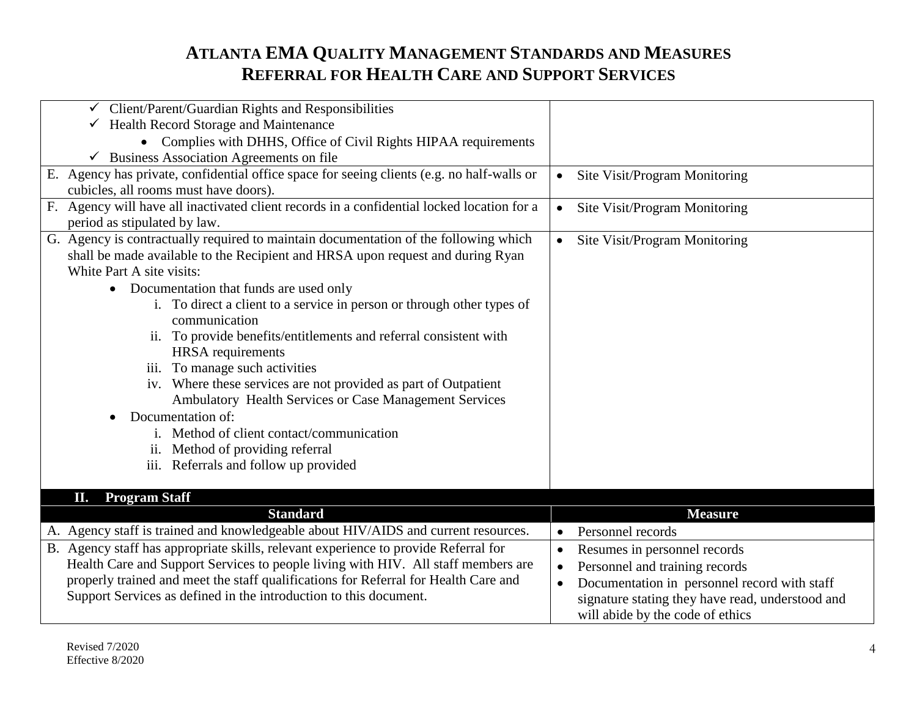# ATLANTA EMA QUALITY MANAGEMENT STANDARDS AND MEASURES
# REFERRAL FOR HEALTH CARE AND SUPPORT SERVICES

| | |
|---|---|
| ✓ Client/Parent/Guardian Rights and Responsibilities<br>✓ Health Record Storage and Maintenance<br>• Complies with DHHS, Office of Civil Rights HIPAA requirements<br>✓ Business Association Agreements on file | |
| E. Agency has private, confidential office space for seeing clients (e.g. no half-walls or cubicles, all rooms must have doors). | • Site Visit/Program Monitoring |
| F. Agency will have all inactivated client records in a confidential locked location for a period as stipulated by law. | • Site Visit/Program Monitoring |
| G. Agency is contractually required to maintain documentation of the following which shall be made available to the Recipient and HRSA upon request and during Ryan White Part A site visits:<br>• Documentation that funds are used only<br>i. To direct a client to a service in person or through other types of communication<br>ii. To provide benefits/entitlements and referral consistent with HRSA requirements<br>iii. To manage such activities<br>iv. Where these services are not provided as part of Outpatient Ambulatory Health Services or Case Management Services<br>• Documentation of:<br>i. Method of client contact/communication<br>ii. Method of providing referral<br>iii. Referrals and follow up provided | • Site Visit/Program Monitoring |

## II. Program Staff

| Standard | Measure |
|---|---|
| A. Agency staff is trained and knowledgeable about HIV/AIDS and current resources. | • Personnel records |
| B. Agency staff has appropriate skills, relevant experience to provide Referral for Health Care and Support Services to people living with HIV. All staff members are properly trained and meet the staff qualifications for Referral for Health Care and Support Services as defined in the introduction to this document. | • Resumes in personnel records<br>• Personnel and training records<br>• Documentation in personnel record with staff signature stating they have read, understood and will abide by the code of ethics |

Revised 7/2020
Effective 8/2020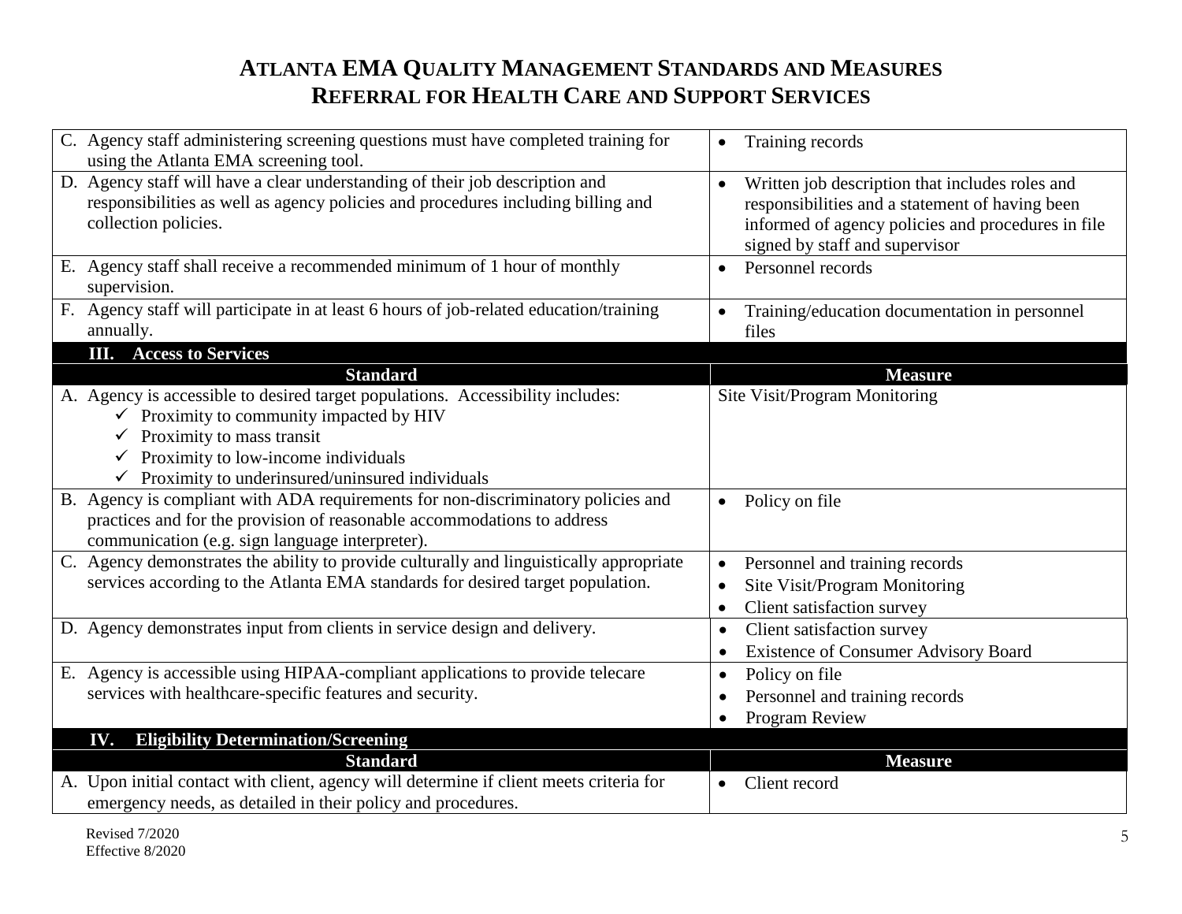# Atlanta EMA Quality Management Standards and Measures
## Referral for Health Care and Support Services

| Standard | Measure |
|---|---|
| C. Agency staff administering screening questions must have completed training for using the Atlanta EMA screening tool. | • Training records |
| D. Agency staff will have a clear understanding of their job description and responsibilities as well as agency policies and procedures including billing and collection policies. | • Written job description that includes roles and responsibilities and a statement of having been informed of agency policies and procedures in file signed by staff and supervisor |
| E. Agency staff shall receive a recommended minimum of 1 hour of monthly supervision. | • Personnel records |
| F. Agency staff will participate in at least 6 hours of job-related education/training annually. | • Training/education documentation in personnel files |

### III. Access to Services

| Standard | Measure |
|---|---|
| A. Agency is accessible to desired target populations. Accessibility includes:<br>✓ Proximity to community impacted by HIV<br>✓ Proximity to mass transit<br>✓ Proximity to low-income individuals<br>✓ Proximity to underinsured/uninsured individuals | Site Visit/Program Monitoring |
| B. Agency is compliant with ADA requirements for non-discriminatory policies and practices and for the provision of reasonable accommodations to address communication (e.g. sign language interpreter). | • Policy on file |
| C. Agency demonstrates the ability to provide culturally and linguistically appropriate services according to the Atlanta EMA standards for desired target population. | • Personnel and training records<br>• Site Visit/Program Monitoring<br>• Client satisfaction survey |
| D. Agency demonstrates input from clients in service design and delivery. | • Client satisfaction survey<br>• Existence of Consumer Advisory Board |
| E. Agency is accessible using HIPAA-compliant applications to provide telecare services with healthcare-specific features and security. | • Policy on file<br>• Personnel and training records<br>• Program Review |

### IV. Eligibility Determination/Screening

| Standard | Measure |
|---|---|
| A. Upon initial contact with client, agency will determine if client meets criteria for emergency needs, as detailed in their policy and procedures. | • Client record |

Revised 7/2020
Effective 8/2020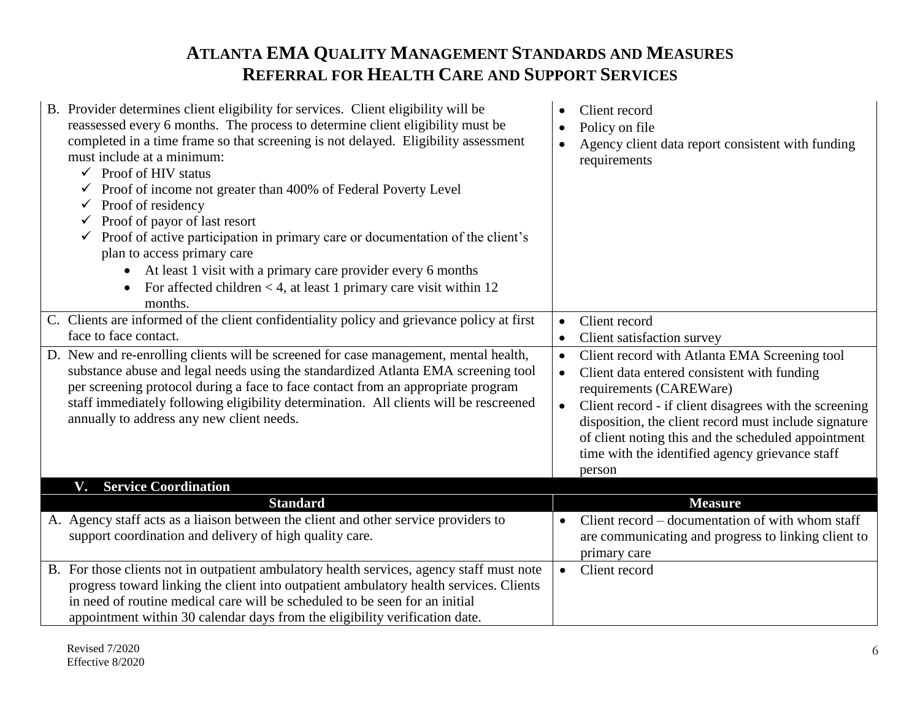# ATLANTA EMA QUALITY MANAGEMENT STANDARDS AND MEASURES
## REFERRAL FOR HEALTH CARE AND SUPPORT SERVICES

| Standard | Measure |
|---|---|
| B. Provider determines client eligibility for services. Client eligibility will be reassessed every 6 months. The process to determine client eligibility must be completed in a time frame so that screening is not delayed. Eligibility assessment must include at a minimum:<br>✓ Proof of HIV status<br>✓ Proof of income not greater than 400% of Federal Poverty Level<br>✓ Proof of residency<br>✓ Proof of payor of last resort<br>✓ Proof of active participation in primary care or documentation of the client's plan to access primary care<br>• At least 1 visit with a primary care provider every 6 months<br>• For affected children < 4, at least 1 primary care visit within 12 months. | • Client record<br>• Policy on file<br>• Agency client data report consistent with funding requirements |
| C. Clients are informed of the client confidentiality policy and grievance policy at first face to face contact. | • Client record<br>• Client satisfaction survey |
| D. New and re-enrolling clients will be screened for case management, mental health, substance abuse and legal needs using the standardized Atlanta EMA screening tool per screening protocol during a face to face contact from an appropriate program staff immediately following eligibility determination. All clients will be rescreened annually to address any new client needs. | • Client record with Atlanta EMA Screening tool<br>• Client data entered consistent with funding requirements (CAREWare)<br>• Client record - if client disagrees with the screening disposition, the client record must include signature of client noting this and the scheduled appointment time with the identified agency grievance staff person |

### V. Service Coordination

| Standard | Measure |
|---|---|
| A. Agency staff acts as a liaison between the client and other service providers to support coordination and delivery of high quality care. | • Client record – documentation of with whom staff are communicating and progress to linking client to primary care |
| B. For those clients not in outpatient ambulatory health services, agency staff must note progress toward linking the client into outpatient ambulatory health services. Clients in need of routine medical care will be scheduled to be seen for an initial appointment within 30 calendar days from the eligibility verification date. | • Client record |

Revised 7/2020
Effective 8/2020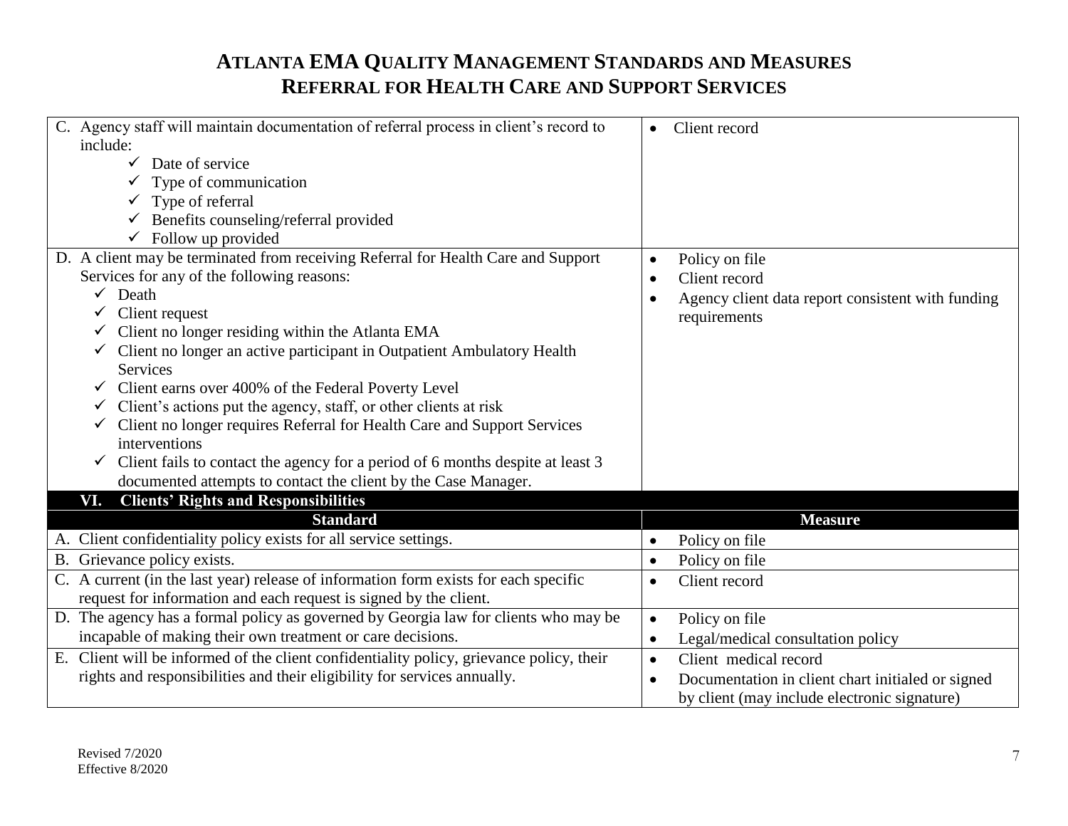# ATLANTA EMA QUALITY MANAGEMENT STANDARDS AND MEASURES
## REFERRAL FOR HEALTH CARE AND SUPPORT SERVICES

| | |
|---|---|
| C. Agency staff will maintain documentation of referral process in client's record to include:<br>✓ Date of service<br>✓ Type of communication<br>✓ Type of referral<br>✓ Benefits counseling/referral provided<br>✓ Follow up provided | • Client record |
| D. A client may be terminated from receiving Referral for Health Care and Support Services for any of the following reasons:<br>✓ Death<br>✓ Client request<br>✓ Client no longer residing within the Atlanta EMA<br>✓ Client no longer an active participant in Outpatient Ambulatory Health Services<br>✓ Client earns over 400% of the Federal Poverty Level<br>✓ Client's actions put the agency, staff, or other clients at risk<br>✓ Client no longer requires Referral for Health Care and Support Services interventions<br>✓ Client fails to contact the agency for a period of 6 months despite at least 3 documented attempts to contact the client by the Case Manager. | • Policy on file<br>• Client record<br>• Agency client data report consistent with funding requirements |

### VI. Clients' Rights and Responsibilities

| Standard | Measure |
|---|---|
| A. Client confidentiality policy exists for all service settings. | • Policy on file |
| B. Grievance policy exists. | • Policy on file |
| C. A current (in the last year) release of information form exists for each specific request for information and each request is signed by the client. | • Client record |
| D. The agency has a formal policy as governed by Georgia law for clients who may be incapable of making their own treatment or care decisions. | • Policy on file<br>• Legal/medical consultation policy |
| E. Client will be informed of the client confidentiality policy, grievance policy, their rights and responsibilities and their eligibility for services annually. | • Client medical record<br>• Documentation in client chart initialed or signed by client (may include electronic signature) |

Revised 7/2020
Effective 8/2020